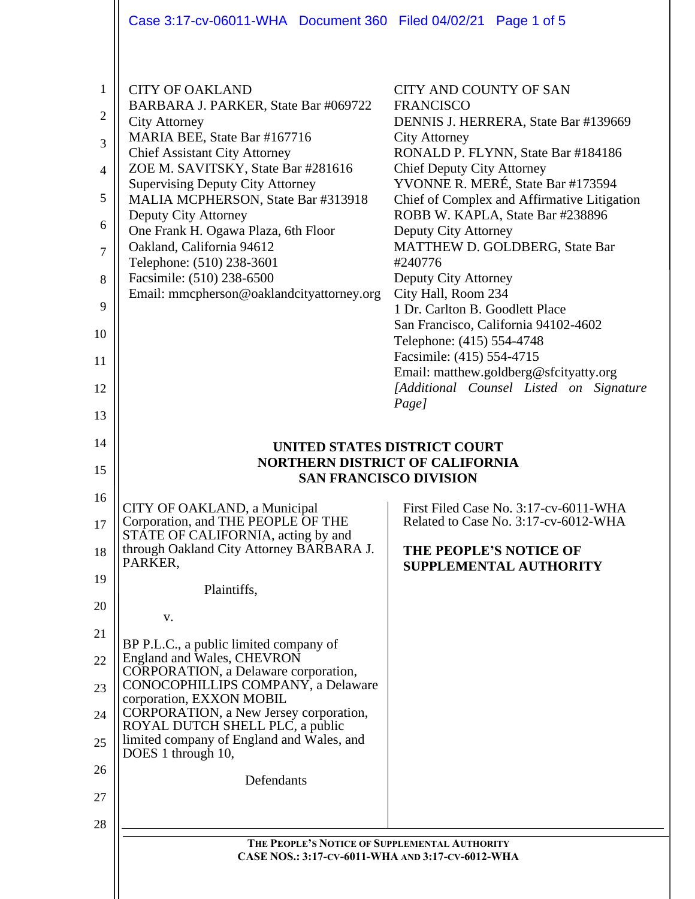CITY OF OAKLAND
BARBARA J. PARKER, State Bar #069722
City Attorney
MARIA BEE, State Bar #167716
Chief Assistant City Attorney
ZOE M. SAVITSKY, State Bar #281616
Supervising Deputy City Attorney
MALIA MCPHERSON, State Bar #313918
Deputy City Attorney
One Frank H. Ogawa Plaza, 6th Floor
Oakland, California 94612
Telephone: (510) 238-3601
Facsimile: (510) 238-6500
Email: mmcpherson@oaklandcityattorney.org

CITY AND COUNTY OF SAN FRANCISCO
DENNIS J. HERRERA, State Bar #139669
City Attorney
RONALD P. FLYNN, State Bar #184186
Chief Deputy City Attorney
YVONNE R. MERÉ, State Bar #173594
Chief of Complex and Affirmative Litigation
ROBB W. KAPLA, State Bar #238896
Deputy City Attorney
MATTHEW D. GOLDBERG, State Bar #240776
Deputy City Attorney
City Hall, Room 234
1 Dr. Carlton B. Goodlett Place
San Francisco, California 94102-4602
Telephone: (415) 554-4748
Facsimile: (415) 554-4715
Email: matthew.goldberg@sfcityatty.org
*[Additional Counsel Listed on Signature Page]*

**UNITED STATES DISTRICT COURT**
**NORTHERN DISTRICT OF CALIFORNIA**
**SAN FRANCISCO DIVISION**

CITY OF OAKLAND, a Municipal Corporation, and THE PEOPLE OF THE STATE OF CALIFORNIA, acting by and through Oakland City Attorney BARBARA J. PARKER,

Plaintiffs,

v.

BP P.L.C., a public limited company of England and Wales, CHEVRON CORPORATION, a Delaware corporation, CONOCOPHILLIPS COMPANY, a Delaware corporation, EXXON MOBIL CORPORATION, a New Jersey corporation, ROYAL DUTCH SHELL PLC, a public limited company of England and Wales, and DOES 1 through 10,

Defendants

First Filed Case No. 3:17-cv-6011-WHA
Related to Case No. 3:17-cv-6012-WHA

**THE PEOPLE'S NOTICE OF SUPPLEMENTAL AUTHORITY**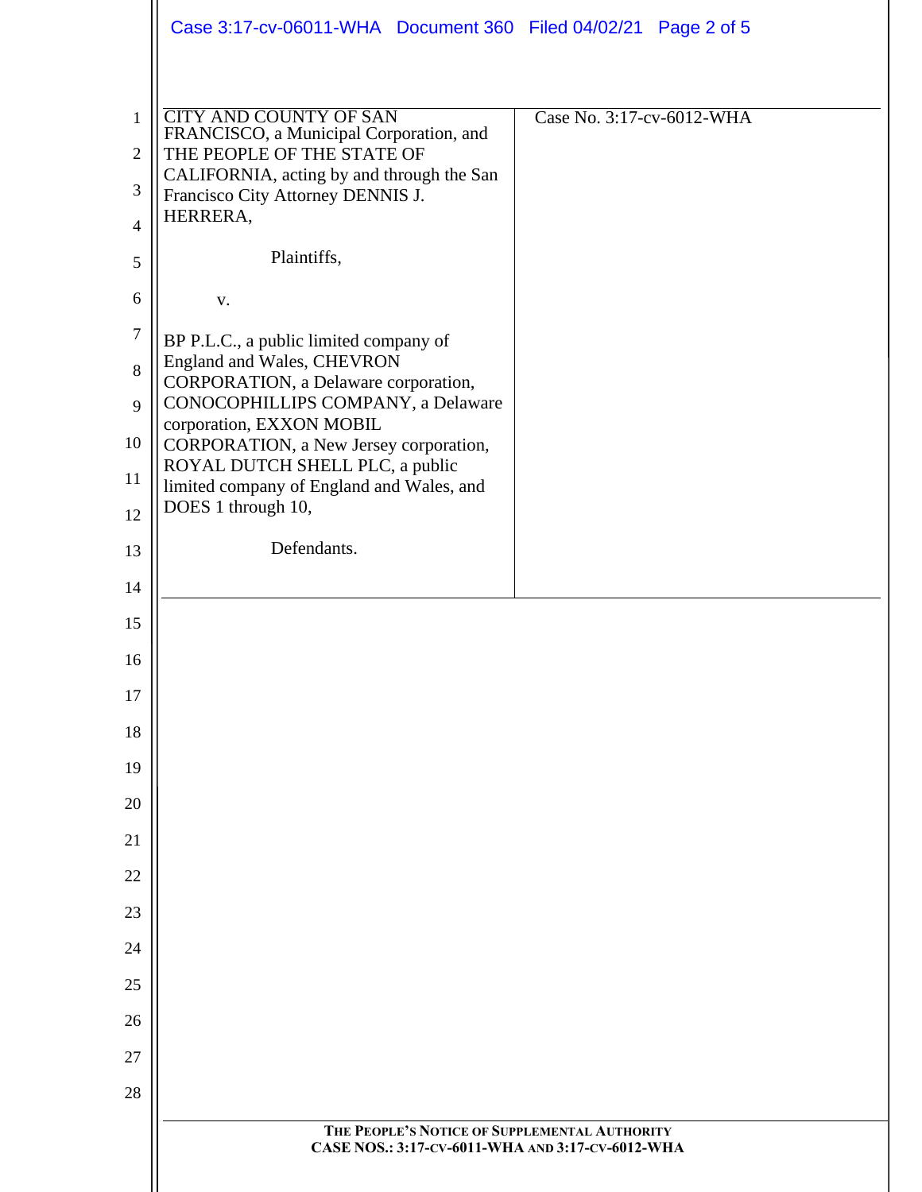| CITY AND COUNTY OF SAN FRANCISCO, a Municipal Corporation, and THE PEOPLE OF THE STATE OF CALIFORNIA, acting by and through the San Francisco City Attorney DENNIS J. HERRERA,<br><br>Plaintiffs,<br><br>v.<br><br>BP P.L.C., a public limited company of England and Wales, CHEVRON CORPORATION, a Delaware corporation, CONOCOPHILLIPS COMPANY, a Delaware corporation, EXXON MOBIL CORPORATION, a New Jersey corporation, ROYAL DUTCH SHELL PLC, a public limited company of England and Wales, and DOES 1 through 10,<br><br>Defendants. | Case No. 3:17-cv-6012-WHA |
| --- | --- |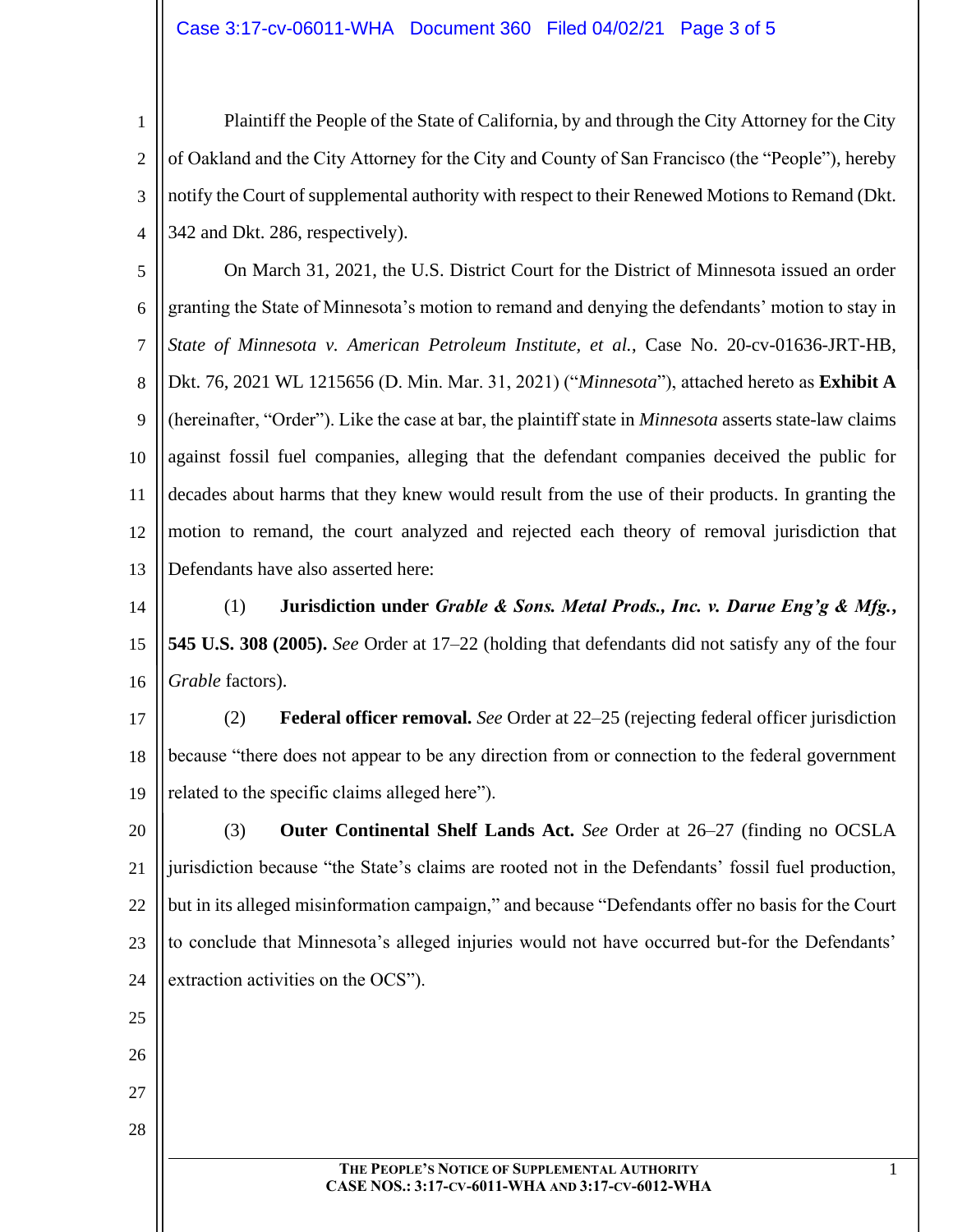Plaintiff the People of the State of California, by and through the City Attorney for the City of Oakland and the City Attorney for the City and County of San Francisco (the "People"), hereby notify the Court of supplemental authority with respect to their Renewed Motions to Remand (Dkt. 342 and Dkt. 286, respectively).

On March 31, 2021, the U.S. District Court for the District of Minnesota issued an order granting the State of Minnesota's motion to remand and denying the defendants' motion to stay in *State of Minnesota v. American Petroleum Institute, et al.*, Case No. 20-cv-01636-JRT-HB, Dkt. 76, 2021 WL 1215656 (D. Min. Mar. 31, 2021) ("*Minnesota*"), attached hereto as **Exhibit A** (hereinafter, "Order"). Like the case at bar, the plaintiff state in *Minnesota* asserts state-law claims against fossil fuel companies, alleging that the defendant companies deceived the public for decades about harms that they knew would result from the use of their products. In granting the motion to remand, the court analyzed and rejected each theory of removal jurisdiction that Defendants have also asserted here:

(1) **Jurisdiction under *Grable & Sons. Metal Prods., Inc. v. Darue Eng'g & Mfg.*, 545 U.S. 308 (2005).** *See* Order at 17–22 (holding that defendants did not satisfy any of the four *Grable* factors).

(2) **Federal officer removal.** *See* Order at 22–25 (rejecting federal officer jurisdiction because "there does not appear to be any direction from or connection to the federal government related to the specific claims alleged here").

(3) **Outer Continental Shelf Lands Act.** *See* Order at 26–27 (finding no OCSLA jurisdiction because "the State's claims are rooted not in the Defendants' fossil fuel production, but in its alleged misinformation campaign," and because "Defendants offer no basis for the Court to conclude that Minnesota's alleged injuries would not have occurred but-for the Defendants' extraction activities on the OCS").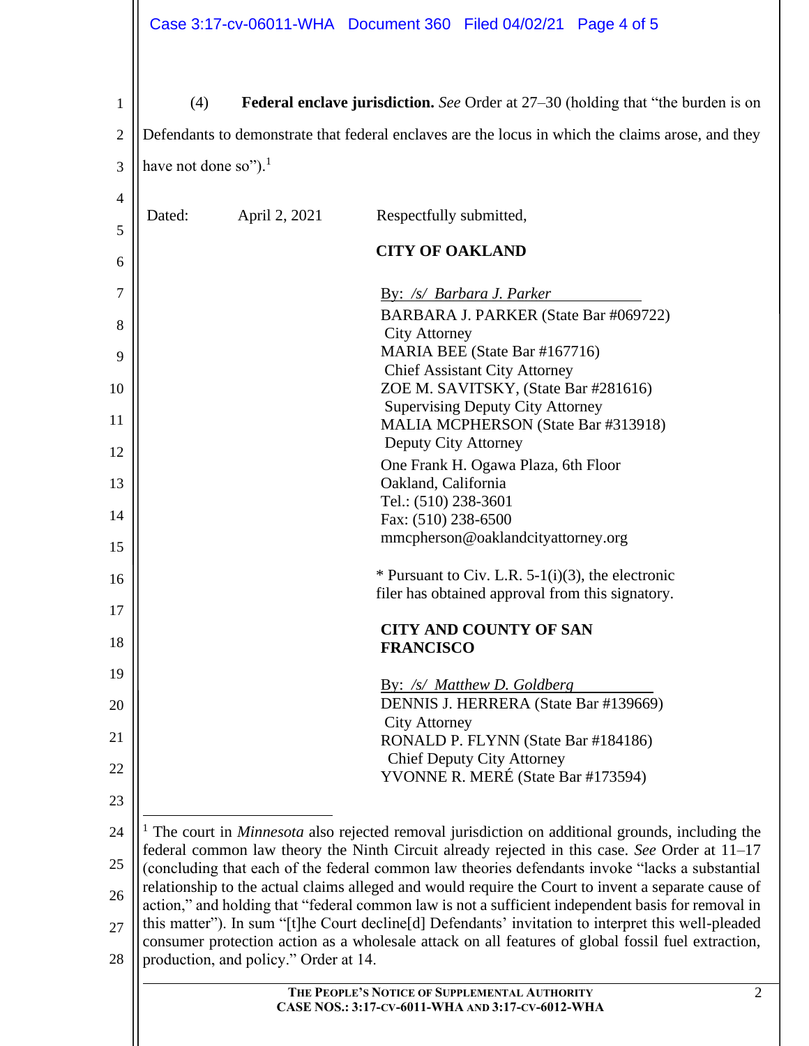(4) **Federal enclave jurisdiction.** *See* Order at 27–30 (holding that "the burden is on Defendants to demonstrate that federal enclaves are the locus in which the claims arose, and they have not done so").[1]

Dated: April 2, 2021

Respectfully submitted,

**CITY OF OAKLAND**

By: */s/ Barbara J. Parker*
BARBARA J. PARKER (State Bar #069722)
City Attorney
MARIA BEE (State Bar #167716)
Chief Assistant City Attorney
ZOE M. SAVITSKY, (State Bar #281616)
Supervising Deputy City Attorney
MALIA MCPHERSON (State Bar #313918)
Deputy City Attorney
One Frank H. Ogawa Plaza, 6th Floor
Oakland, California
Tel.: (510) 238-3601
Fax: (510) 238-6500
mmcpherson@oaklandcityattorney.org

* Pursuant to Civ. L.R. 5-1(i)(3), the electronic filer has obtained approval from this signatory.

**CITY AND COUNTY OF SAN FRANCISCO**

By: */s/ Matthew D. Goldberg*
DENNIS J. HERRERA (State Bar #139669)
City Attorney
RONALD P. FLYNN (State Bar #184186)
Chief Deputy City Attorney
YVONNE R. MERÉ (State Bar #173594)

---

[1] The court in *Minnesota* also rejected removal jurisdiction on additional grounds, including the federal common law theory the Ninth Circuit already rejected in this case. *See* Order at 11–17 (concluding that each of the federal common law theories defendants invoke "lacks a substantial relationship to the actual claims alleged and would require the Court to invent a separate cause of action," and holding that "federal common law is not a sufficient independent basis for removal in this matter"). In sum "[t]he Court decline[d] Defendants' invitation to interpret this well-pleaded consumer protection action as a wholesale attack on all features of global fossil fuel extraction, production, and policy." Order at 14.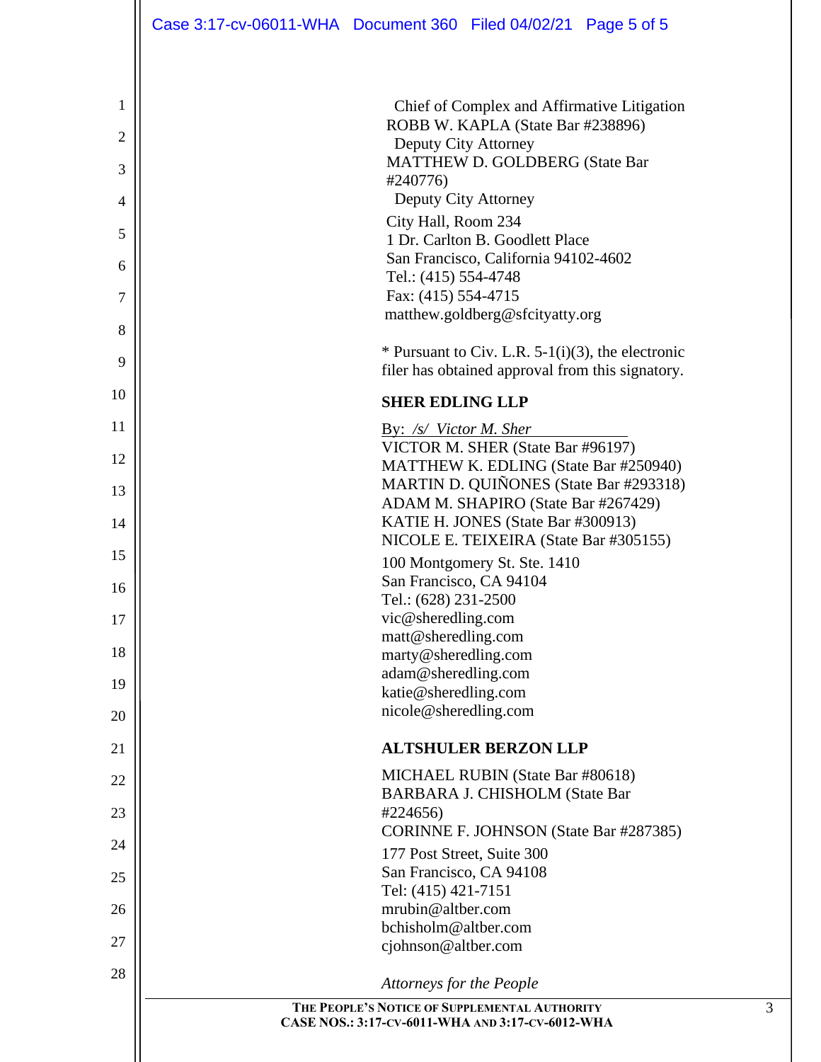Chief of Complex and Affirmative Litigation
ROBB W. KAPLA (State Bar #238896)
Deputy City Attorney
MATTHEW D. GOLDBERG (State Bar #240776)
Deputy City Attorney
City Hall, Room 234
1 Dr. Carlton B. Goodlett Place
San Francisco, California 94102-4602
Tel.: (415) 554-4748
Fax: (415) 554-4715
matthew.goldberg@sfcityatty.org

* Pursuant to Civ. L.R. 5-1(i)(3), the electronic filer has obtained approval from this signatory.

**SHER EDLING LLP**

By: */s/ Victor M. Sher*
VICTOR M. SHER (State Bar #96197)
MATTHEW K. EDLING (State Bar #250940)
MARTIN D. QUIÑONES (State Bar #293318)
ADAM M. SHAPIRO (State Bar #267429)
KATIE H. JONES (State Bar #300913)
NICOLE E. TEIXEIRA (State Bar #305155)
100 Montgomery St. Ste. 1410
San Francisco, CA 94104
Tel.: (628) 231-2500
vic@sheredling.com
matt@sheredling.com
marty@sheredling.com
adam@sheredling.com
katie@sheredling.com
nicole@sheredling.com

**ALTSHULER BERZON LLP**

MICHAEL RUBIN (State Bar #80618)
BARBARA J. CHISHOLM (State Bar #224656)
CORINNE F. JOHNSON (State Bar #287385)
177 Post Street, Suite 300
San Francisco, CA 94108
Tel: (415) 421-7151
mrubin@altber.com
bchisholm@altber.com
cjohnson@altber.com

*Attorneys for the People*